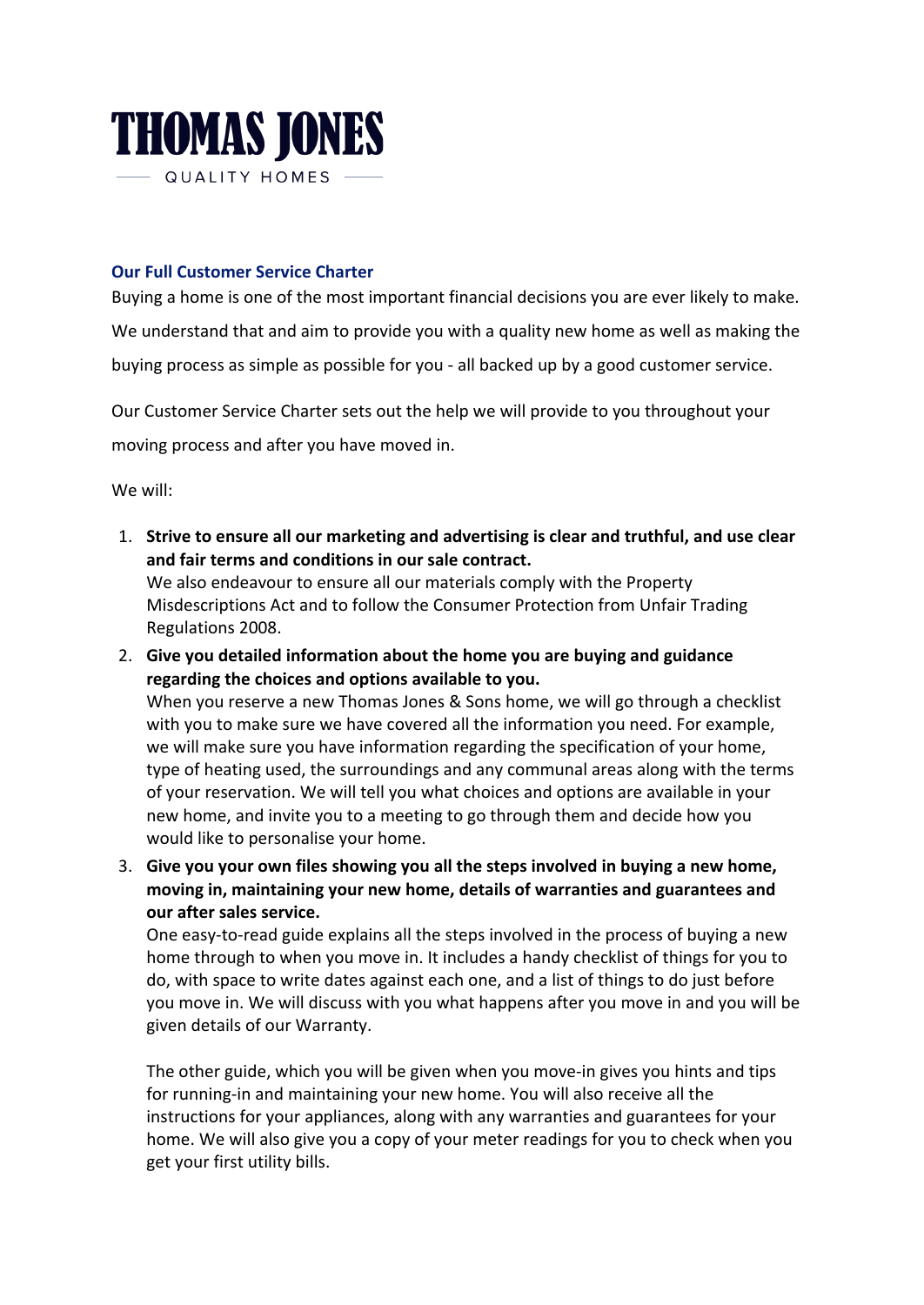# THOMAS JONES

QUALITY HOMES

## Our Full Customer Service Charter

Buying a home is one of the most important financial decisions you are ever likely to make. We understand that and aim to provide you with a quality new home as well as making the buying process as simple as possible for you - all backed up by a good customer service.

Our Customer Service Charter sets out the help we will provide to you throughout your moving process and after you have moved in.

We will:

1. **Strive to ensure all our marketing and advertising is clear and truthful, and use clear and fair terms and conditions in our sale contract.**
   We also endeavour to ensure all our materials comply with the Property Misdescriptions Act and to follow the Consumer Protection from Unfair Trading Regulations 2008.

2. **Give you detailed information about the home you are buying and guidance regarding the choices and options available to you.**
   When you reserve a new Thomas Jones & Sons home, we will go through a checklist with you to make sure we have covered all the information you need. For example, we will make sure you have information regarding the specification of your home, type of heating used, the surroundings and any communal areas along with the terms of your reservation. We will tell you what choices and options are available in your new home, and invite you to a meeting to go through them and decide how you would like to personalise your home.

3. **Give you your own files showing you all the steps involved in buying a new home, moving in, maintaining your new home, details of warranties and guarantees and our after sales service.**
   One easy-to-read guide explains all the steps involved in the process of buying a new home through to when you move in. It includes a handy checklist of things for you to do, with space to write dates against each one, and a list of things to do just before you move in. We will discuss with you what happens after you move in and you will be given details of our Warranty.

   The other guide, which you will be given when you move-in gives you hints and tips for running-in and maintaining your new home. You will also receive all the instructions for your appliances, along with any warranties and guarantees for your home. We will also give you a copy of your meter readings for you to check when you get your first utility bills.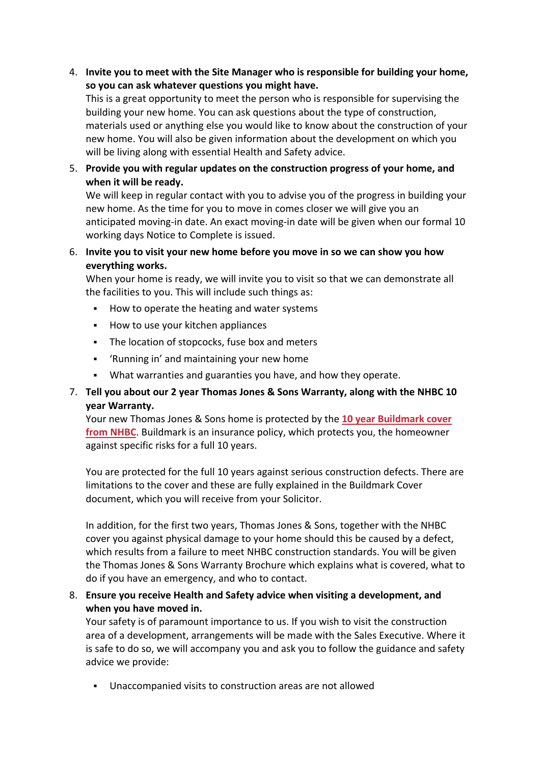4. **Invite you to meet with the Site Manager who is responsible for building your home, so you can ask whatever questions you might have.**
   This is a great opportunity to meet the person who is responsible for supervising the building your new home. You can ask questions about the type of construction, materials used or anything else you would like to know about the construction of your new home. You will also be given information about the development on which you will be living along with essential Health and Safety advice.

5. **Provide you with regular updates on the construction progress of your home, and when it will be ready.**
   We will keep in regular contact with you to advise you of the progress in building your new home. As the time for you to move in comes closer we will give you an anticipated moving-in date. An exact moving-in date will be given when our formal 10 working days Notice to Complete is issued.

6. **Invite you to visit your new home before you move in so we can show you how everything works.**
   When your home is ready, we will invite you to visit so that we can demonstrate all the facilities to you. This will include such things as:
   - How to operate the heating and water systems
   - How to use your kitchen appliances
   - The location of stopcocks, fuse box and meters
   - 'Running in' and maintaining your new home
   - What warranties and guaranties you have, and how they operate.

7. **Tell you about our 2 year Thomas Jones & Sons Warranty, along with the NHBC 10 year Warranty.**
   Your new Thomas Jones & Sons home is protected by the **10 year Buildmark cover from NHBC**. Buildmark is an insurance policy, which protects you, the homeowner against specific risks for a full 10 years.

   You are protected for the full 10 years against serious construction defects. There are limitations to the cover and these are fully explained in the Buildmark Cover document, which you will receive from your Solicitor.

   In addition, for the first two years, Thomas Jones & Sons, together with the NHBC cover you against physical damage to your home should this be caused by a defect, which results from a failure to meet NHBC construction standards. You will be given the Thomas Jones & Sons Warranty Brochure which explains what is covered, what to do if you have an emergency, and who to contact.

8. **Ensure you receive Health and Safety advice when visiting a development, and when you have moved in.**
   Your safety is of paramount importance to us. If you wish to visit the construction area of a development, arrangements will be made with the Sales Executive. Where it is safe to do so, we will accompany you and ask you to follow the guidance and safety advice we provide:

   - Unaccompanied visits to construction areas are not allowed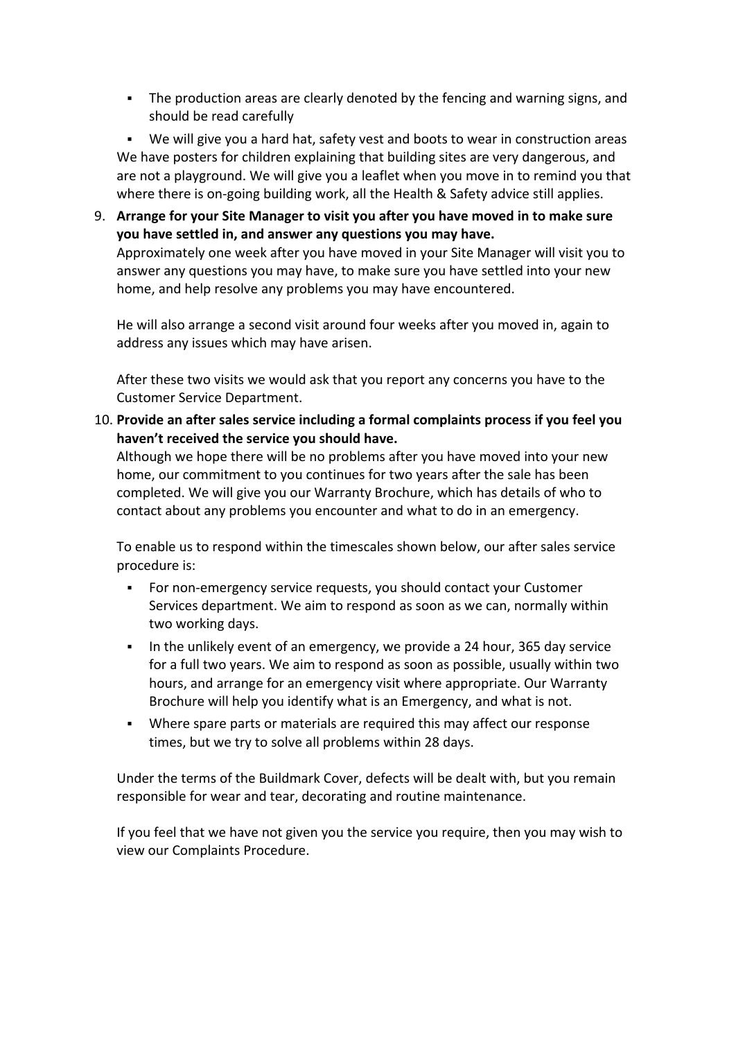- The production areas are clearly denoted by the fencing and warning signs, and should be read carefully
- We will give you a hard hat, safety vest and boots to wear in construction areas

We have posters for children explaining that building sites are very dangerous, and are not a playground. We will give you a leaflet when you move in to remind you that where there is on-going building work, all the Health & Safety advice still applies.

9. **Arrange for your Site Manager to visit you after you have moved in to make sure you have settled in, and answer any questions you may have.**
   Approximately one week after you have moved in your Site Manager will visit you to answer any questions you may have, to make sure you have settled into your new home, and help resolve any problems you may have encountered.

   He will also arrange a second visit around four weeks after you moved in, again to address any issues which may have arisen.

   After these two visits we would ask that you report any concerns you have to the Customer Service Department.

10. **Provide an after sales service including a formal complaints process if you feel you haven't received the service you should have.**
    Although we hope there will be no problems after you have moved into your new home, our commitment to you continues for two years after the sale has been completed. We will give you our Warranty Brochure, which has details of who to contact about any problems you encounter and what to do in an emergency.

    To enable us to respond within the timescales shown below, our after sales service procedure is:

    - For non-emergency service requests, you should contact your Customer Services department. We aim to respond as soon as we can, normally within two working days.
    - In the unlikely event of an emergency, we provide a 24 hour, 365 day service for a full two years. We aim to respond as soon as possible, usually within two hours, and arrange for an emergency visit where appropriate. Our Warranty Brochure will help you identify what is an Emergency, and what is not.
    - Where spare parts or materials are required this may affect our response times, but we try to solve all problems within 28 days.

    Under the terms of the Buildmark Cover, defects will be dealt with, but you remain responsible for wear and tear, decorating and routine maintenance.

    If you feel that we have not given you the service you require, then you may wish to view our Complaints Procedure.